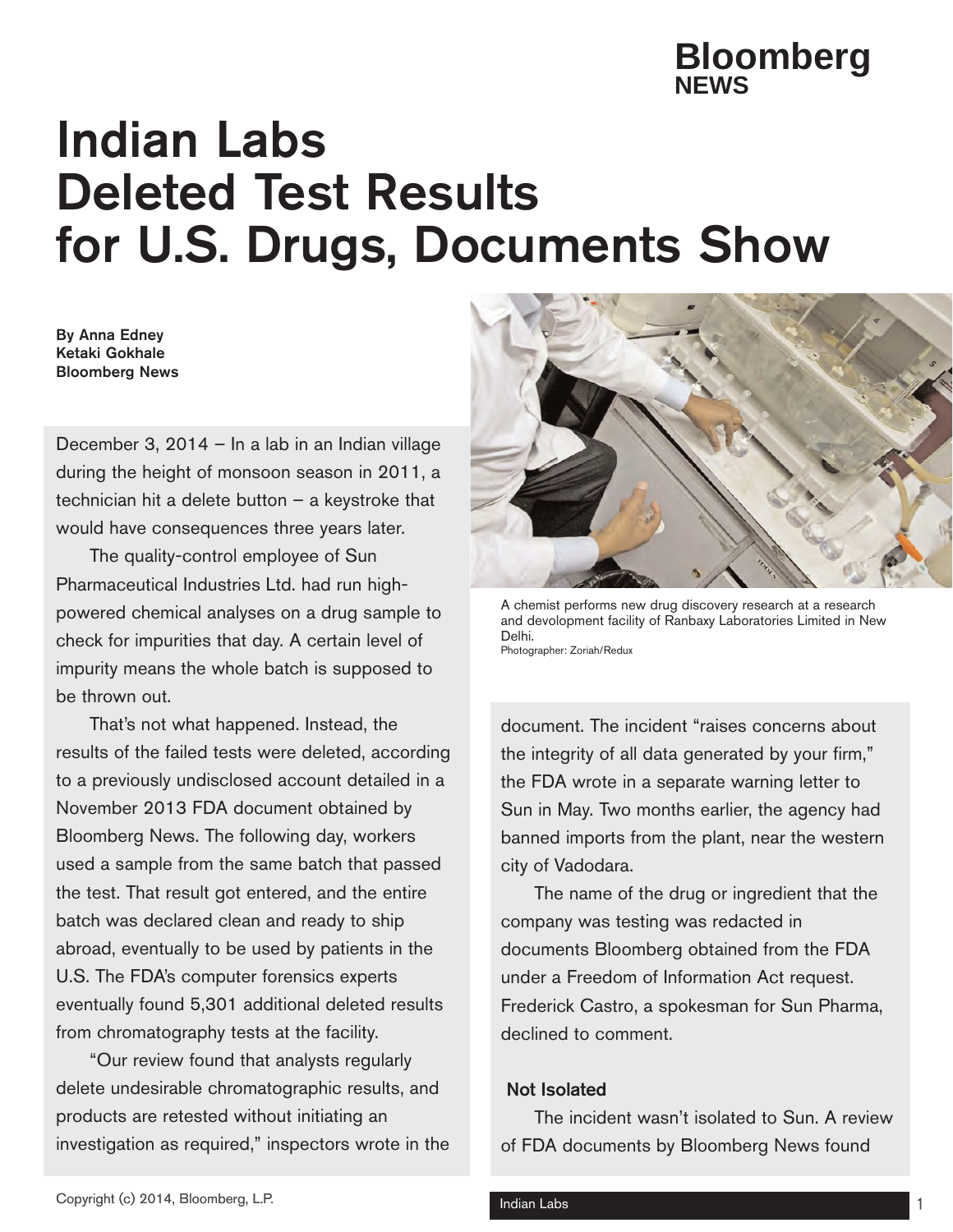# Indian Labs Deleted Test Results for U.S. Drugs, Documents Show

**By Anna Edney**
**Ketaki Gokhale**
**Bloomberg News**

December 3, 2014 – In a lab in an Indian village during the height of monsoon season in 2011, a technician hit a delete button – a keystroke that would have consequences three years later.

The quality-control employee of Sun Pharmaceutical Industries Ltd. had run high-powered chemical analyses on a drug sample to check for impurities that day. A certain level of impurity means the whole batch is supposed to be thrown out.

That's not what happened. Instead, the results of the failed tests were deleted, according to a previously undisclosed account detailed in a November 2013 FDA document obtained by Bloomberg News. The following day, workers used a sample from the same batch that passed the test. That result got entered, and the entire batch was declared clean and ready to ship abroad, eventually to be used by patients in the U.S. The FDA's computer forensics experts eventually found 5,301 additional deleted results from chromatography tests at the facility.

"Our review found that analysts regularly delete undesirable chromatographic results, and products are retested without initiating an investigation as required," inspectors wrote in the document. The incident "raises concerns about the integrity of all data generated by your firm," the FDA wrote in a separate warning letter to Sun in May. Two months earlier, the agency had banned imports from the plant, near the western city of Vadodara.

A chemist performs new drug discovery research at a research and development facility of Ranbaxy Laboratories Limited in New Delhi.
Photographer: Zoriah/Redux

The name of the drug or ingredient that the company was testing was redacted in documents Bloomberg obtained from the FDA under a Freedom of Information Act request. Frederick Castro, a spokesman for Sun Pharma, declined to comment.

## Not Isolated

The incident wasn't isolated to Sun. A review of FDA documents by Bloomberg News found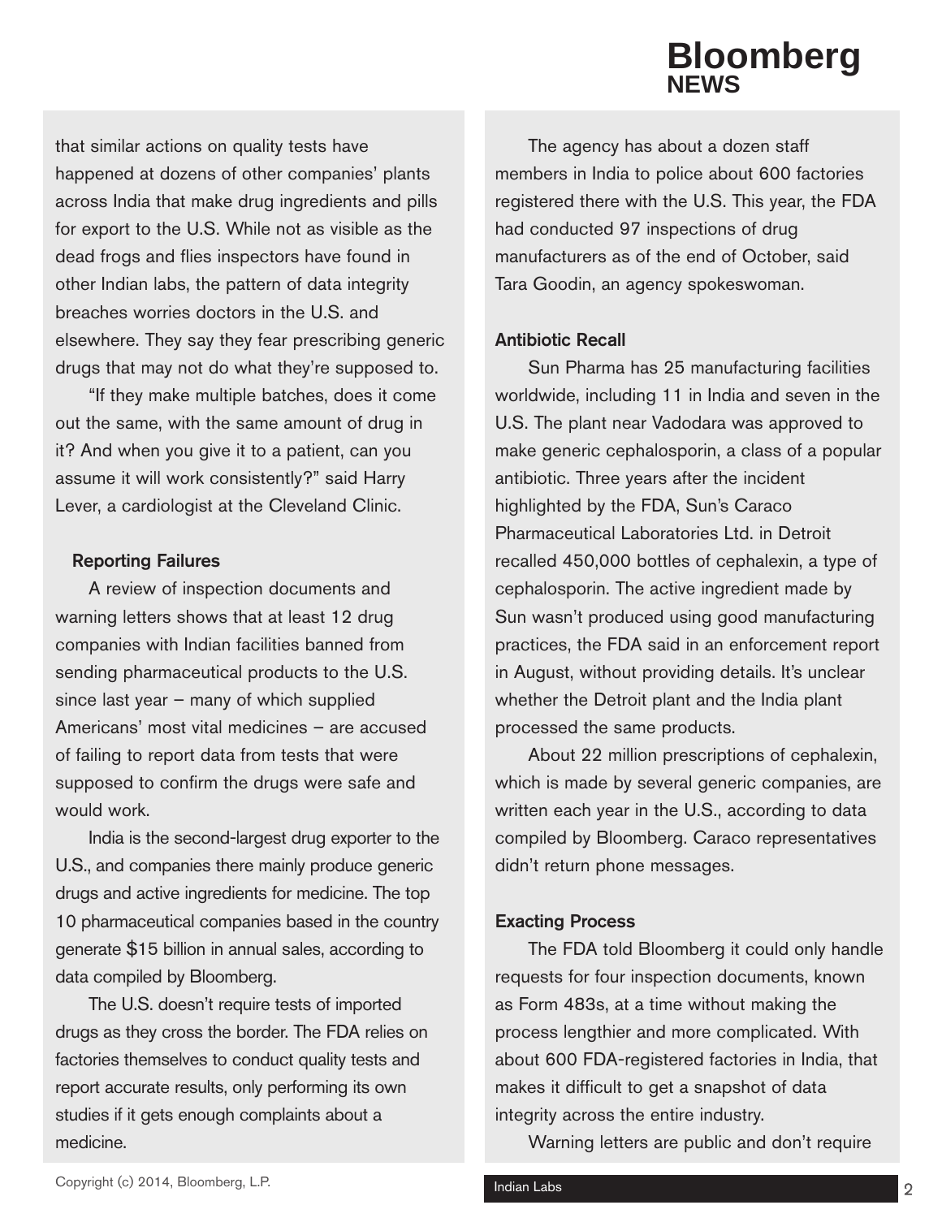that similar actions on quality tests have happened at dozens of other companies' plants across India that make drug ingredients and pills for export to the U.S. While not as visible as the dead frogs and flies inspectors have found in other Indian labs, the pattern of data integrity breaches worries doctors in the U.S. and elsewhere. They say they fear prescribing generic drugs that may not do what they're supposed to.

"If they make multiple batches, does it come out the same, with the same amount of drug in it? And when you give it to a patient, can you assume it will work consistently?" said Harry Lever, a cardiologist at the Cleveland Clinic.

### Reporting Failures

A review of inspection documents and warning letters shows that at least 12 drug companies with Indian facilities banned from sending pharmaceutical products to the U.S. since last year – many of which supplied Americans' most vital medicines – are accused of failing to report data from tests that were supposed to confirm the drugs were safe and would work.

India is the second-largest drug exporter to the U.S., and companies there mainly produce generic drugs and active ingredients for medicine. The top 10 pharmaceutical companies based in the country generate $15 billion in annual sales, according to data compiled by Bloomberg.

The U.S. doesn't require tests of imported drugs as they cross the border. The FDA relies on factories themselves to conduct quality tests and report accurate results, only performing its own studies if it gets enough complaints about a medicine.

The agency has about a dozen staff members in India to police about 600 factories registered there with the U.S. This year, the FDA had conducted 97 inspections of drug manufacturers as of the end of October, said Tara Goodin, an agency spokeswoman.

### Antibiotic Recall

Sun Pharma has 25 manufacturing facilities worldwide, including 11 in India and seven in the U.S. The plant near Vadodara was approved to make generic cephalosporin, a class of a popular antibiotic. Three years after the incident highlighted by the FDA, Sun's Caraco Pharmaceutical Laboratories Ltd. in Detroit recalled 450,000 bottles of cephalexin, a type of cephalosporin. The active ingredient made by Sun wasn't produced using good manufacturing practices, the FDA said in an enforcement report in August, without providing details. It's unclear whether the Detroit plant and the India plant processed the same products.

About 22 million prescriptions of cephalexin, which is made by several generic companies, are written each year in the U.S., according to data compiled by Bloomberg. Caraco representatives didn't return phone messages.

### Exacting Process

The FDA told Bloomberg it could only handle requests for four inspection documents, known as Form 483s, at a time without making the process lengthier and more complicated. With about 600 FDA-registered factories in India, that makes it difficult to get a snapshot of data integrity across the entire industry.

Warning letters are public and don't require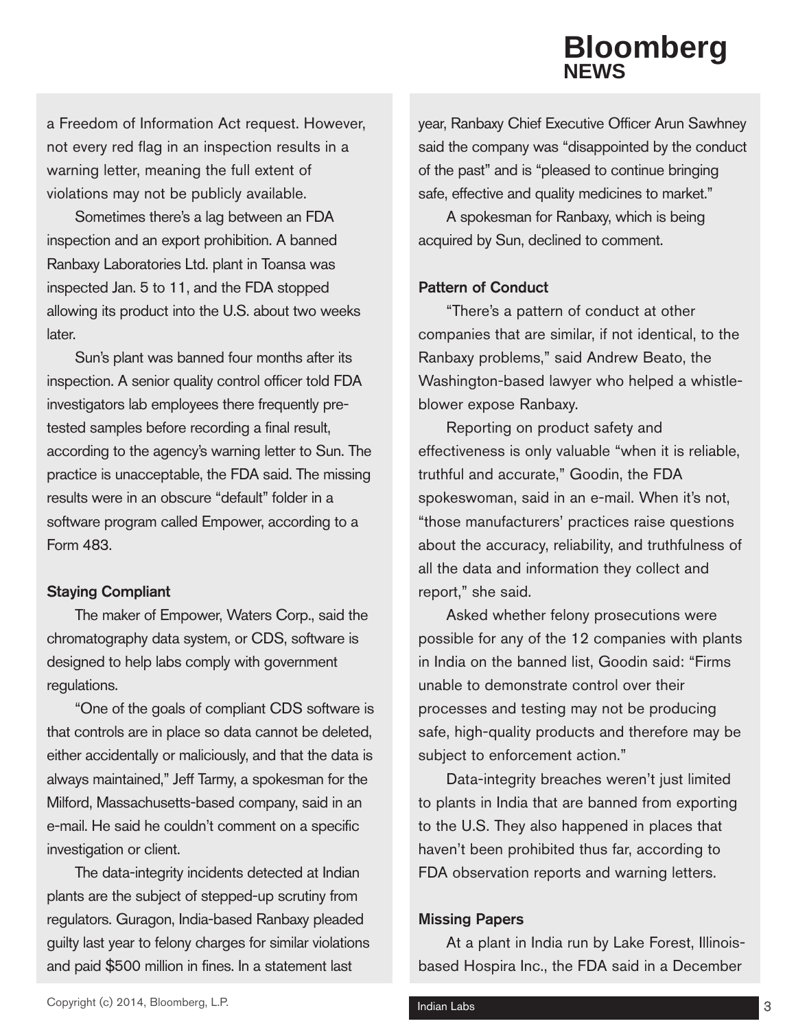a Freedom of Information Act request. However, not every red flag in an inspection results in a warning letter, meaning the full extent of violations may not be publicly available.

Sometimes there's a lag between an FDA inspection and an export prohibition. A banned Ranbaxy Laboratories Ltd. plant in Toansa was inspected Jan. 5 to 11, and the FDA stopped allowing its product into the U.S. about two weeks later.

Sun's plant was banned four months after its inspection. A senior quality control officer told FDA investigators lab employees there frequently pre-tested samples before recording a final result, according to the agency's warning letter to Sun. The practice is unacceptable, the FDA said. The missing results were in an obscure "default" folder in a software program called Empower, according to a Form 483.

### Staying Compliant

The maker of Empower, Waters Corp., said the chromatography data system, or CDS, software is designed to help labs comply with government regulations.

"One of the goals of compliant CDS software is that controls are in place so data cannot be deleted, either accidentally or maliciously, and that the data is always maintained," Jeff Tarmy, a spokesman for the Milford, Massachusetts-based company, said in an e-mail. He said he couldn't comment on a specific investigation or client.

The data-integrity incidents detected at Indian plants are the subject of stepped-up scrutiny from regulators. Guragon, India-based Ranbaxy pleaded guilty last year to felony charges for similar violations and paid $500 million in fines. In a statement last year, Ranbaxy Chief Executive Officer Arun Sawhney said the company was "disappointed by the conduct of the past" and is "pleased to continue bringing safe, effective and quality medicines to market."

A spokesman for Ranbaxy, which is being acquired by Sun, declined to comment.

### Pattern of Conduct

"There's a pattern of conduct at other companies that are similar, if not identical, to the Ranbaxy problems," said Andrew Beato, the Washington-based lawyer who helped a whistle-blower expose Ranbaxy.

Reporting on product safety and effectiveness is only valuable "when it is reliable, truthful and accurate," Goodin, the FDA spokeswoman, said in an e-mail. When it's not, "those manufacturers' practices raise questions about the accuracy, reliability, and truthfulness of all the data and information they collect and report," she said.

Asked whether felony prosecutions were possible for any of the 12 companies with plants in India on the banned list, Goodin said: "Firms unable to demonstrate control over their processes and testing may not be producing safe, high-quality products and therefore may be subject to enforcement action."

Data-integrity breaches weren't just limited to plants in India that are banned from exporting to the U.S. They also happened in places that haven't been prohibited thus far, according to FDA observation reports and warning letters.

### Missing Papers

At a plant in India run by Lake Forest, Illinois-based Hospira Inc., the FDA said in a December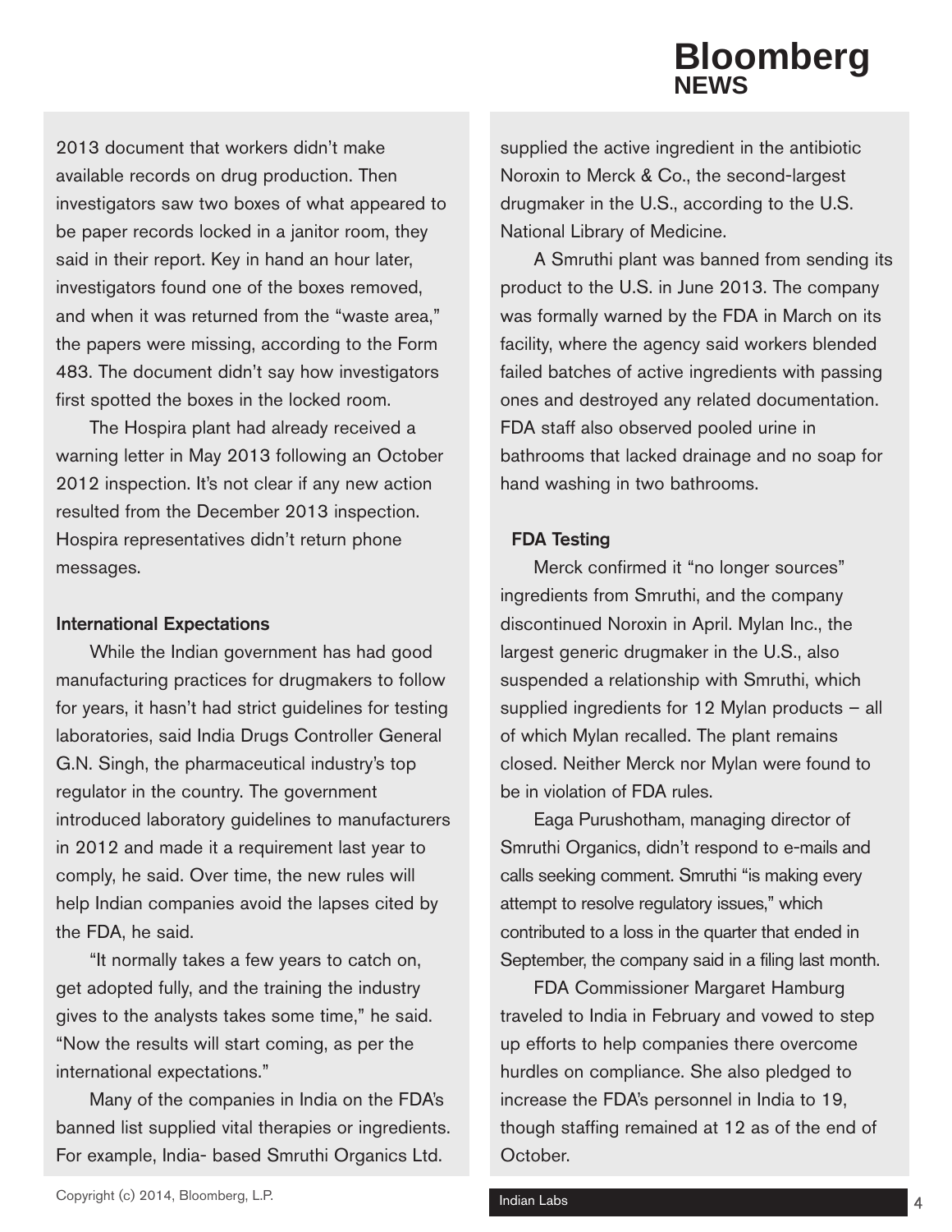2013 document that workers didn't make available records on drug production. Then investigators saw two boxes of what appeared to be paper records locked in a janitor room, they said in their report. Key in hand an hour later, investigators found one of the boxes removed, and when it was returned from the "waste area," the papers were missing, according to the Form 483. The document didn't say how investigators first spotted the boxes in the locked room.

The Hospira plant had already received a warning letter in May 2013 following an October 2012 inspection. It's not clear if any new action resulted from the December 2013 inspection. Hospira representatives didn't return phone messages.

### International Expectations

While the Indian government has had good manufacturing practices for drugmakers to follow for years, it hasn't had strict guidelines for testing laboratories, said India Drugs Controller General G.N. Singh, the pharmaceutical industry's top regulator in the country. The government introduced laboratory guidelines to manufacturers in 2012 and made it a requirement last year to comply, he said. Over time, the new rules will help Indian companies avoid the lapses cited by the FDA, he said.

"It normally takes a few years to catch on, get adopted fully, and the training the industry gives to the analysts takes some time," he said. "Now the results will start coming, as per the international expectations."

Many of the companies in India on the FDA's banned list supplied vital therapies or ingredients. For example, India- based Smruthi Organics Ltd. supplied the active ingredient in the antibiotic Noroxin to Merck & Co., the second-largest drugmaker in the U.S., according to the U.S. National Library of Medicine.

A Smruthi plant was banned from sending its product to the U.S. in June 2013. The company was formally warned by the FDA in March on its facility, where the agency said workers blended failed batches of active ingredients with passing ones and destroyed any related documentation. FDA staff also observed pooled urine in bathrooms that lacked drainage and no soap for hand washing in two bathrooms.

### FDA Testing

Merck confirmed it "no longer sources" ingredients from Smruthi, and the company discontinued Noroxin in April. Mylan Inc., the largest generic drugmaker in the U.S., also suspended a relationship with Smruthi, which supplied ingredients for 12 Mylan products – all of which Mylan recalled. The plant remains closed. Neither Merck nor Mylan were found to be in violation of FDA rules.

Eaga Purushotham, managing director of Smruthi Organics, didn't respond to e-mails and calls seeking comment. Smruthi "is making every attempt to resolve regulatory issues," which contributed to a loss in the quarter that ended in September, the company said in a filing last month.

FDA Commissioner Margaret Hamburg traveled to India in February and vowed to step up efforts to help companies there overcome hurdles on compliance. She also pledged to increase the FDA's personnel in India to 19, though staffing remained at 12 as of the end of October.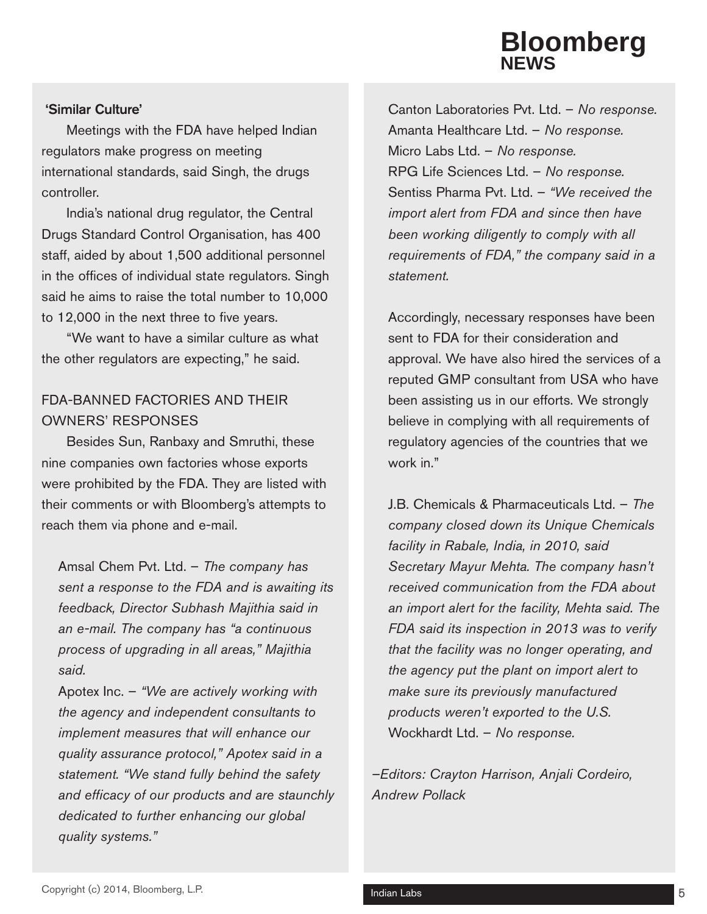**'Similar Culture'**

Meetings with the FDA have helped Indian regulators make progress on meeting international standards, said Singh, the drugs controller.

India's national drug regulator, the Central Drugs Standard Control Organisation, has 400 staff, aided by about 1,500 additional personnel in the offices of individual state regulators. Singh said he aims to raise the total number to 10,000 to 12,000 in the next three to five years.

"We want to have a similar culture as what the other regulators are expecting," he said.

FDA-BANNED FACTORIES AND THEIR OWNERS' RESPONSES

Besides Sun, Ranbaxy and Smruthi, these nine companies own factories whose exports were prohibited by the FDA. They are listed with their comments or with Bloomberg's attempts to reach them via phone and e-mail.

Amsal Chem Pvt. Ltd. – *The company has sent a response to the FDA and is awaiting its feedback, Director Subhash Majithia said in an e-mail. The company has "a continuous process of upgrading in all areas," Majithia said.*

Apotex Inc. – *"We are actively working with the agency and independent consultants to implement measures that will enhance our quality assurance protocol," Apotex said in a statement. "We stand fully behind the safety and efficacy of our products and are staunchly dedicated to further enhancing our global quality systems."*

Canton Laboratories Pvt. Ltd. – *No response.*

Amanta Healthcare Ltd. – *No response.*

Micro Labs Ltd. – *No response.*

RPG Life Sciences Ltd. – *No response.*

Sentiss Pharma Pvt. Ltd. – *"We received the import alert from FDA and since then have been working diligently to comply with all requirements of FDA," the company said in a statement.*

Accordingly, necessary responses have been sent to FDA for their consideration and approval. We have also hired the services of a reputed GMP consultant from USA who have been assisting us in our efforts. We strongly believe in complying with all requirements of regulatory agencies of the countries that we work in."

J.B. Chemicals & Pharmaceuticals Ltd. – *The company closed down its Unique Chemicals facility in Rabale, India, in 2010, said Secretary Mayur Mehta. The company hasn't received communication from the FDA about an import alert for the facility, Mehta said. The FDA said its inspection in 2013 was to verify that the facility was no longer operating, and the agency put the plant on import alert to make sure its previously manufactured products weren't exported to the U.S.*

Wockhardt Ltd. – *No response.*

*–Editors: Crayton Harrison, Anjali Cordeiro, Andrew Pollack*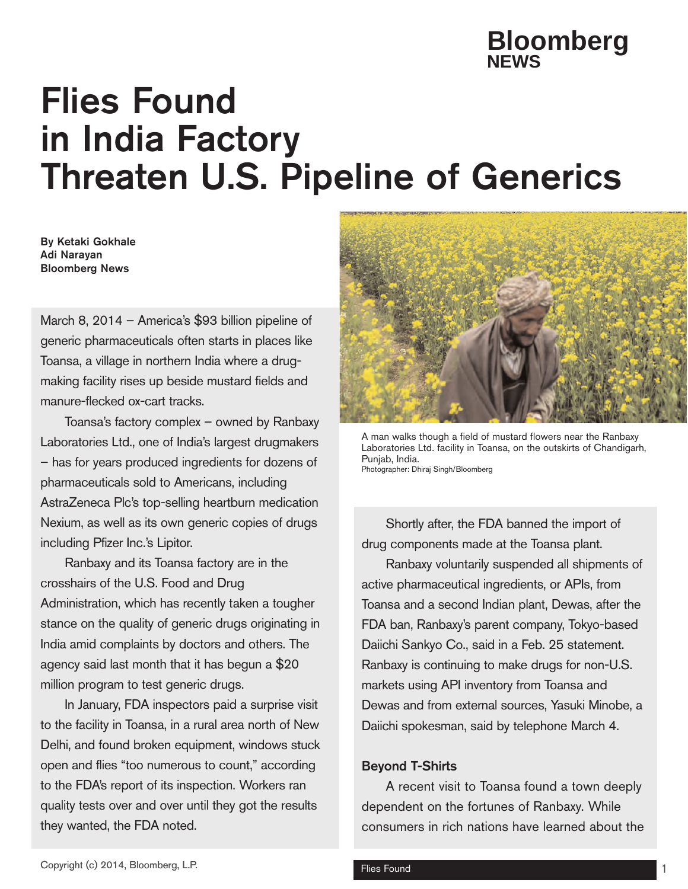# Flies Found in India Factory Threaten U.S. Pipeline of Generics

**By Ketaki Gokhale**
**Adi Narayan**
**Bloomberg News**

March 8, 2014 – America's $93 billion pipeline of generic pharmaceuticals often starts in places like Toansa, a village in northern India where a drug-making facility rises up beside mustard fields and manure-flecked ox-cart tracks.

Toansa's factory complex – owned by Ranbaxy Laboratories Ltd., one of India's largest drugmakers – has for years produced ingredients for dozens of pharmaceuticals sold to Americans, including AstraZeneca Plc's top-selling heartburn medication Nexium, as well as its own generic copies of drugs including Pfizer Inc.'s Lipitor.

Ranbaxy and its Toansa factory are in the crosshairs of the U.S. Food and Drug Administration, which has recently taken a tougher stance on the quality of generic drugs originating in India amid complaints by doctors and others. The agency said last month that it has begun a $20 million program to test generic drugs.

In January, FDA inspectors paid a surprise visit to the facility in Toansa, in a rural area north of New Delhi, and found broken equipment, windows stuck open and flies "too numerous to count," according to the FDA's report of its inspection. Workers ran quality tests over and over until they got the results they wanted, the FDA noted.

A man walks though a field of mustard flowers near the Ranbaxy Laboratories Ltd. facility in Toansa, on the outskirts of Chandigarh, Punjab, India.
Photographer: Dhiraj Singh/Bloomberg

Shortly after, the FDA banned the import of drug components made at the Toansa plant.

Ranbaxy voluntarily suspended all shipments of active pharmaceutical ingredients, or APIs, from Toansa and a second Indian plant, Dewas, after the FDA ban, Ranbaxy's parent company, Tokyo-based Daiichi Sankyo Co., said in a Feb. 25 statement. Ranbaxy is continuing to make drugs for non-U.S. markets using API inventory from Toansa and Dewas and from external sources, Yasuki Minobe, a Daiichi spokesman, said by telephone March 4.

### Beyond T-Shirts

A recent visit to Toansa found a town deeply dependent on the fortunes of Ranbaxy. While consumers in rich nations have learned about the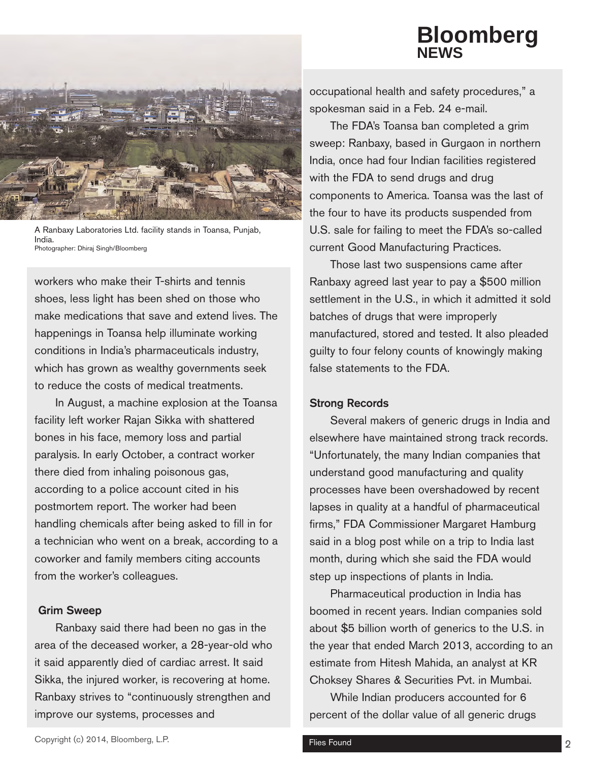A Ranbaxy Laboratories Ltd. facility stands in Toansa, Punjab, India.
Photographer: Dhiraj Singh/Bloomberg

workers who make their T-shirts and tennis shoes, less light has been shed on those who make medications that save and extend lives. The happenings in Toansa help illuminate working conditions in India's pharmaceuticals industry, which has grown as wealthy governments seek to reduce the costs of medical treatments.

In August, a machine explosion at the Toansa facility left worker Rajan Sikka with shattered bones in his face, memory loss and partial paralysis. In early October, a contract worker there died from inhaling poisonous gas, according to a police account cited in his postmortem report. The worker had been handling chemicals after being asked to fill in for a technician who went on a break, according to a coworker and family members citing accounts from the worker's colleagues.

## Grim Sweep

Ranbaxy said there had been no gas in the area of the deceased worker, a 28-year-old who it said apparently died of cardiac arrest. It said Sikka, the injured worker, is recovering at home. Ranbaxy strives to "continuously strengthen and improve our systems, processes and occupational health and safety procedures," a spokesman said in a Feb. 24 e-mail.

The FDA's Toansa ban completed a grim sweep: Ranbaxy, based in Gurgaon in northern India, once had four Indian facilities registered with the FDA to send drugs and drug components to America. Toansa was the last of the four to have its products suspended from U.S. sale for failing to meet the FDA's so-called current Good Manufacturing Practices.

Those last two suspensions came after Ranbaxy agreed last year to pay a $500 million settlement in the U.S., in which it admitted it sold batches of drugs that were improperly manufactured, stored and tested. It also pleaded guilty to four felony counts of knowingly making false statements to the FDA.

## Strong Records

Several makers of generic drugs in India and elsewhere have maintained strong track records. "Unfortunately, the many Indian companies that understand good manufacturing and quality processes have been overshadowed by recent lapses in quality at a handful of pharmaceutical firms," FDA Commissioner Margaret Hamburg said in a blog post while on a trip to India last month, during which she said the FDA would step up inspections of plants in India.

Pharmaceutical production in India has boomed in recent years. Indian companies sold about $5 billion worth of generics to the U.S. in the year that ended March 2013, according to an estimate from Hitesh Mahida, an analyst at KR Choksey Shares & Securities Pvt. in Mumbai.

While Indian producers accounted for 6 percent of the dollar value of all generic drugs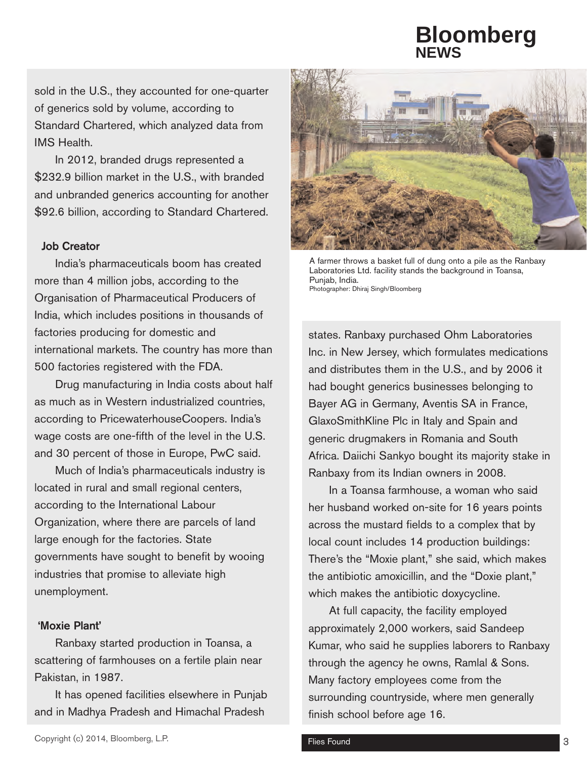sold in the U.S., they accounted for one-quarter of generics sold by volume, according to Standard Chartered, which analyzed data from IMS Health.

In 2012, branded drugs represented a $232.9 billion market in the U.S., with branded and unbranded generics accounting for another $92.6 billion, according to Standard Chartered.

### Job Creator

India's pharmaceuticals boom has created more than 4 million jobs, according to the Organisation of Pharmaceutical Producers of India, which includes positions in thousands of factories producing for domestic and international markets. The country has more than 500 factories registered with the FDA.

Drug manufacturing in India costs about half as much as in Western industrialized countries, according to PricewaterhouseCoopers. India's wage costs are one-fifth of the level in the U.S. and 30 percent of those in Europe, PwC said.

Much of India's pharmaceuticals industry is located in rural and small regional centers, according to the International Labour Organization, where there are parcels of land large enough for the factories. State governments have sought to benefit by wooing industries that promise to alleviate high unemployment.

### 'Moxie Plant'

Ranbaxy started production in Toansa, a scattering of farmhouses on a fertile plain near Pakistan, in 1987.

It has opened facilities elsewhere in Punjab and in Madhya Pradesh and Himachal Pradesh states. Ranbaxy purchased Ohm Laboratories Inc. in New Jersey, which formulates medications and distributes them in the U.S., and by 2006 it had bought generics businesses belonging to Bayer AG in Germany, Aventis SA in France, GlaxoSmithKline Plc in Italy and Spain and generic drugmakers in Romania and South Africa. Daiichi Sankyo bought its majority stake in Ranbaxy from its Indian owners in 2008.

A farmer throws a basket full of dung onto a pile as the Ranbaxy Laboratories Ltd. facility stands the background in Toansa, Punjab, India.
Photographer: Dhiraj Singh/Bloomberg

In a Toansa farmhouse, a woman who said her husband worked on-site for 16 years points across the mustard fields to a complex that by local count includes 14 production buildings: There's the "Moxie plant," she said, which makes the antibiotic amoxicillin, and the "Doxie plant," which makes the antibiotic doxycycline.

At full capacity, the facility employed approximately 2,000 workers, said Sandeep Kumar, who said he supplies laborers to Ranbaxy through the agency he owns, Ramlal & Sons. Many factory employees come from the surrounding countryside, where men generally finish school before age 16.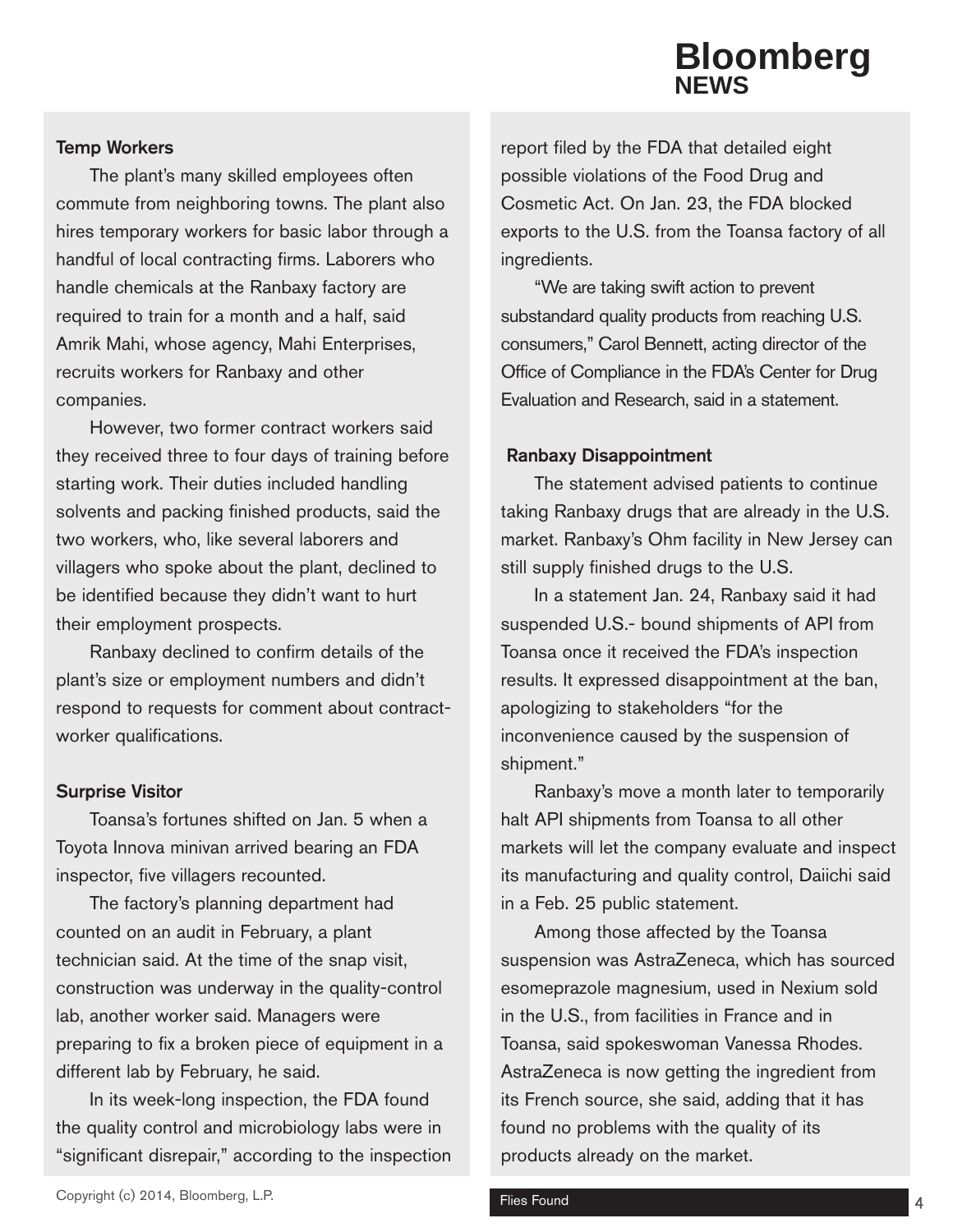### Temp Workers

The plant's many skilled employees often commute from neighboring towns. The plant also hires temporary workers for basic labor through a handful of local contracting firms. Laborers who handle chemicals at the Ranbaxy factory are required to train for a month and a half, said Amrik Mahi, whose agency, Mahi Enterprises, recruits workers for Ranbaxy and other companies.

However, two former contract workers said they received three to four days of training before starting work. Their duties included handling solvents and packing finished products, said the two workers, who, like several laborers and villagers who spoke about the plant, declined to be identified because they didn't want to hurt their employment prospects.

Ranbaxy declined to confirm details of the plant's size or employment numbers and didn't respond to requests for comment about contract-worker qualifications.

### Surprise Visitor

Toansa's fortunes shifted on Jan. 5 when a Toyota Innova minivan arrived bearing an FDA inspector, five villagers recounted.

The factory's planning department had counted on an audit in February, a plant technician said. At the time of the snap visit, construction was underway in the quality-control lab, another worker said. Managers were preparing to fix a broken piece of equipment in a different lab by February, he said.

In its week-long inspection, the FDA found the quality control and microbiology labs were in "significant disrepair," according to the inspection report filed by the FDA that detailed eight possible violations of the Food Drug and Cosmetic Act. On Jan. 23, the FDA blocked exports to the U.S. from the Toansa factory of all ingredients.

"We are taking swift action to prevent substandard quality products from reaching U.S. consumers," Carol Bennett, acting director of the Office of Compliance in the FDA's Center for Drug Evaluation and Research, said in a statement.

### Ranbaxy Disappointment

The statement advised patients to continue taking Ranbaxy drugs that are already in the U.S. market. Ranbaxy's Ohm facility in New Jersey can still supply finished drugs to the U.S.

In a statement Jan. 24, Ranbaxy said it had suspended U.S.- bound shipments of API from Toansa once it received the FDA's inspection results. It expressed disappointment at the ban, apologizing to stakeholders "for the inconvenience caused by the suspension of shipment."

Ranbaxy's move a month later to temporarily halt API shipments from Toansa to all other markets will let the company evaluate and inspect its manufacturing and quality control, Daiichi said in a Feb. 25 public statement.

Among those affected by the Toansa suspension was AstraZeneca, which has sourced esomeprazole magnesium, used in Nexium sold in the U.S., from facilities in France and in Toansa, said spokeswoman Vanessa Rhodes. AstraZeneca is now getting the ingredient from its French source, she said, adding that it has found no problems with the quality of its products already on the market.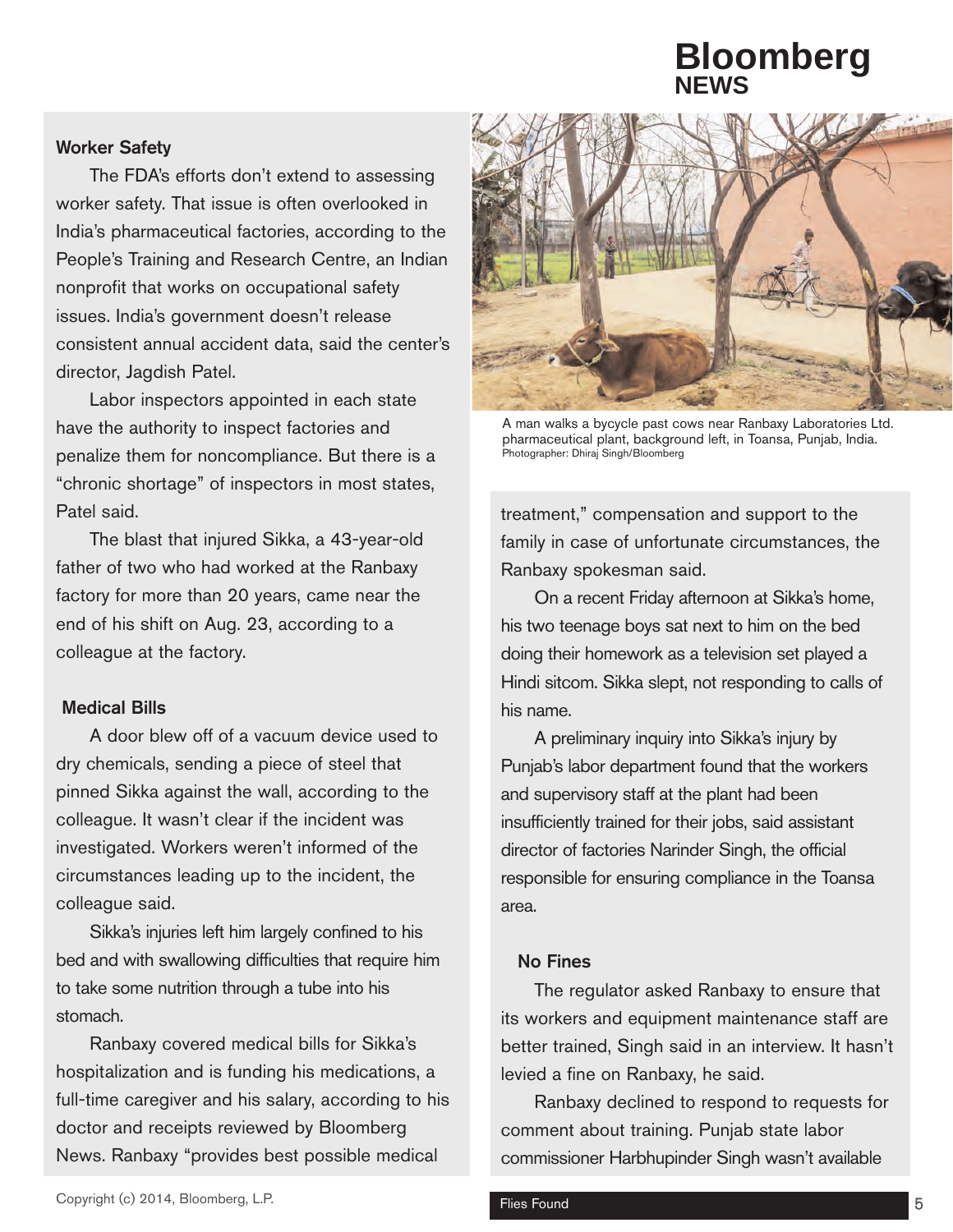### Worker Safety

The FDA's efforts don't extend to assessing worker safety. That issue is often overlooked in India's pharmaceutical factories, according to the People's Training and Research Centre, an Indian nonprofit that works on occupational safety issues. India's government doesn't release consistent annual accident data, said the center's director, Jagdish Patel.

Labor inspectors appointed in each state have the authority to inspect factories and penalize them for noncompliance. But there is a "chronic shortage" of inspectors in most states, Patel said.

The blast that injured Sikka, a 43-year-old father of two who had worked at the Ranbaxy factory for more than 20 years, came near the end of his shift on Aug. 23, according to a colleague at the factory.

### Medical Bills

A door blew off of a vacuum device used to dry chemicals, sending a piece of steel that pinned Sikka against the wall, according to the colleague. It wasn't clear if the incident was investigated. Workers weren't informed of the circumstances leading up to the incident, the colleague said.

Sikka's injuries left him largely confined to his bed and with swallowing difficulties that require him to take some nutrition through a tube into his stomach.

Ranbaxy covered medical bills for Sikka's hospitalization and is funding his medications, a full-time caregiver and his salary, according to his doctor and receipts reviewed by Bloomberg News. Ranbaxy "provides best possible medical treatment," compensation and support to the family in case of unfortunate circumstances, the Ranbaxy spokesman said.

A man walks a bycycle past cows near Ranbaxy Laboratories Ltd. pharmaceutical plant, background left, in Toansa, Punjab, India.
Photographer: Dhiraj Singh/Bloomberg

On a recent Friday afternoon at Sikka's home, his two teenage boys sat next to him on the bed doing their homework as a television set played a Hindi sitcom. Sikka slept, not responding to calls of his name.

A preliminary inquiry into Sikka's injury by Punjab's labor department found that the workers and supervisory staff at the plant had been insufficiently trained for their jobs, said assistant director of factories Narinder Singh, the official responsible for ensuring compliance in the Toansa area.

### No Fines

The regulator asked Ranbaxy to ensure that its workers and equipment maintenance staff are better trained, Singh said in an interview. It hasn't levied a fine on Ranbaxy, he said.

Ranbaxy declined to respond to requests for comment about training. Punjab state labor commissioner Harbhupinder Singh wasn't available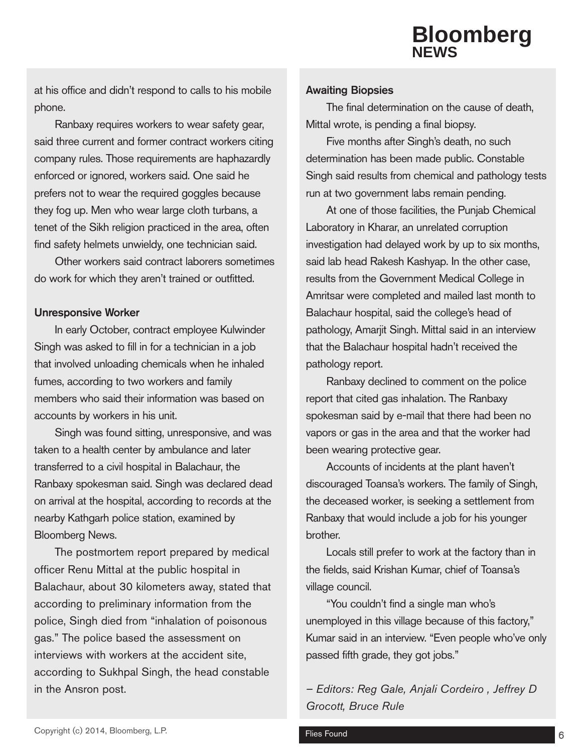at his office and didn't respond to calls to his mobile phone.

Ranbaxy requires workers to wear safety gear, said three current and former contract workers citing company rules. Those requirements are haphazardly enforced or ignored, workers said. One said he prefers not to wear the required goggles because they fog up. Men who wear large cloth turbans, a tenet of the Sikh religion practiced in the area, often find safety helmets unwieldy, one technician said.

Other workers said contract laborers sometimes do work for which they aren't trained or outfitted.

### Unresponsive Worker

In early October, contract employee Kulwinder Singh was asked to fill in for a technician in a job that involved unloading chemicals when he inhaled fumes, according to two workers and family members who said their information was based on accounts by workers in his unit.

Singh was found sitting, unresponsive, and was taken to a health center by ambulance and later transferred to a civil hospital in Balachaur, the Ranbaxy spokesman said. Singh was declared dead on arrival at the hospital, according to records at the nearby Kathgarh police station, examined by Bloomberg News.

The postmortem report prepared by medical officer Renu Mittal at the public hospital in Balachaur, about 30 kilometers away, stated that according to preliminary information from the police, Singh died from "inhalation of poisonous gas." The police based the assessment on interviews with workers at the accident site, according to Sukhpal Singh, the head constable in the Ansron post.

### Awaiting Biopsies

The final determination on the cause of death, Mittal wrote, is pending a final biopsy.

Five months after Singh's death, no such determination has been made public. Constable Singh said results from chemical and pathology tests run at two government labs remain pending.

At one of those facilities, the Punjab Chemical Laboratory in Kharar, an unrelated corruption investigation had delayed work by up to six months, said lab head Rakesh Kashyap. In the other case, results from the Government Medical College in Amritsar were completed and mailed last month to Balachaur hospital, said the college's head of pathology, Amarjit Singh. Mittal said in an interview that the Balachaur hospital hadn't received the pathology report.

Ranbaxy declined to comment on the police report that cited gas inhalation. The Ranbaxy spokesman said by e-mail that there had been no vapors or gas in the area and that the worker had been wearing protective gear.

Accounts of incidents at the plant haven't discouraged Toansa's workers. The family of Singh, the deceased worker, is seeking a settlement from Ranbaxy that would include a job for his younger brother.

Locals still prefer to work at the factory than in the fields, said Krishan Kumar, chief of Toansa's village council.

"You couldn't find a single man who's unemployed in this village because of this factory," Kumar said in an interview. "Even people who've only passed fifth grade, they got jobs."

*– Editors: Reg Gale, Anjali Cordeiro , Jeffrey D Grocott, Bruce Rule*